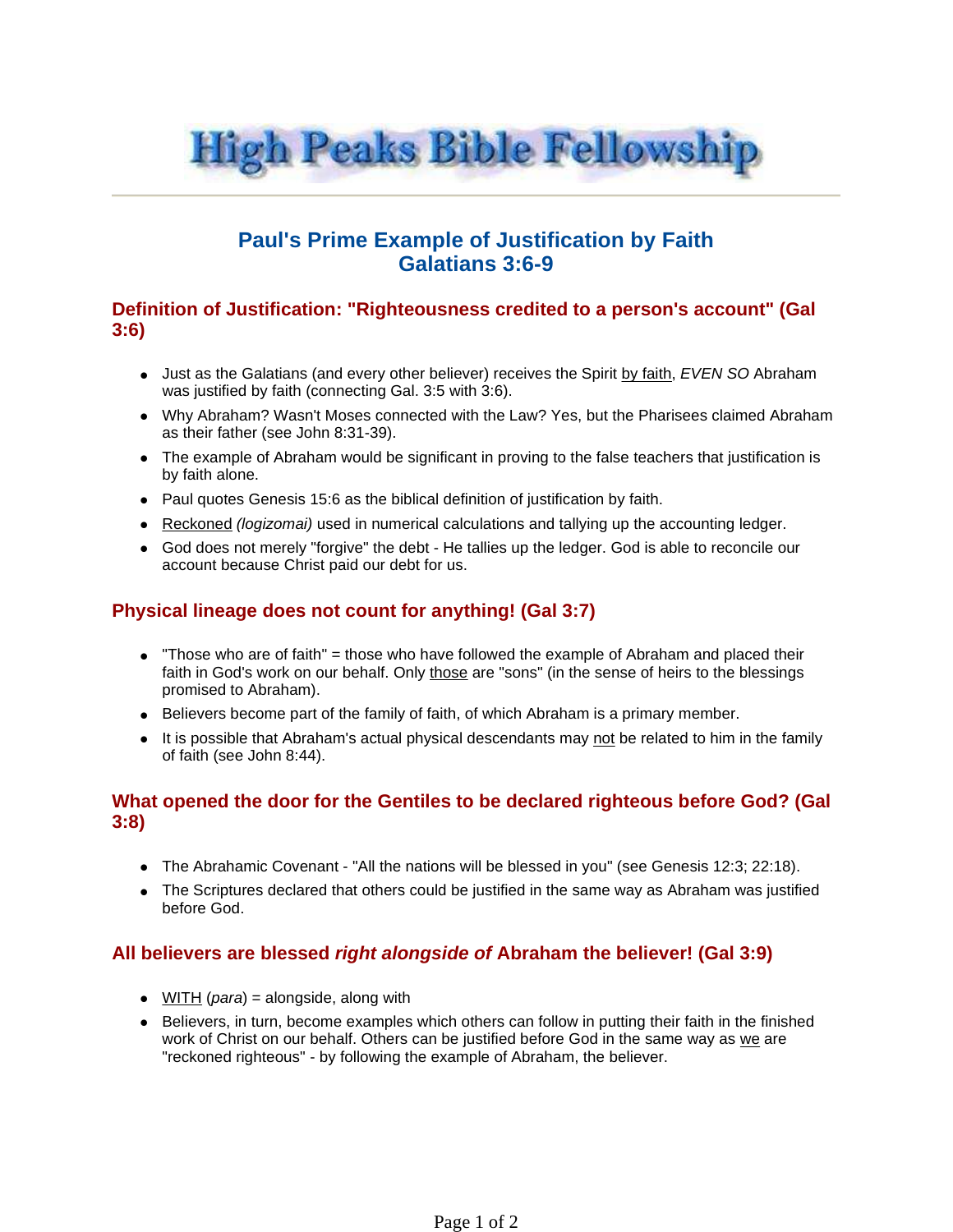# High Peaks Bible Fellowship

## Paul's Prime Example of Justification by Faith
## Galatians 3:6-9

### Definition of Justification: "Righteousness credited to a person's account" (Gal 3:6)

- Just as the Galatians (and every other believer) receives the Spirit <u>by faith</u>, *EVEN SO* Abraham was justified by faith (connecting Gal. 3:5 with 3:6).
- Why Abraham? Wasn't Moses connected with the Law? Yes, but the Pharisees claimed Abraham as their father (see John 8:31-39).
- The example of Abraham would be significant in proving to the false teachers that justification is by faith alone.
- Paul quotes Genesis 15:6 as the biblical definition of justification by faith.
- <u>Reckoned</u> *(logizomai)* used in numerical calculations and tallying up the accounting ledger.
- God does not merely "forgive" the debt - He tallies up the ledger. God is able to reconcile our account because Christ paid our debt for us.

### Physical lineage does not count for anything! (Gal 3:7)

- "Those who are of faith" = those who have followed the example of Abraham and placed their faith in God's work on our behalf. Only <u>those</u> are "sons" (in the sense of heirs to the blessings promised to Abraham).
- Believers become part of the family of faith, of which Abraham is a primary member.
- It is possible that Abraham's actual physical descendants may <u>not</u> be related to him in the family of faith (see John 8:44).

### What opened the door for the Gentiles to be declared righteous before God? (Gal 3:8)

- The Abrahamic Covenant - "All the nations will be blessed in you" (see Genesis 12:3; 22:18).
- The Scriptures declared that others could be justified in the same way as Abraham was justified before God.

### All believers are blessed *right alongside of* Abraham the believer! (Gal 3:9)

- <u>WITH</u> (*para*) = alongside, along with
- Believers, in turn, become examples which others can follow in putting their faith in the finished work of Christ on our behalf. Others can be justified before God in the same way as <u>we</u> are "reckoned righteous" - by following the example of Abraham, the believer.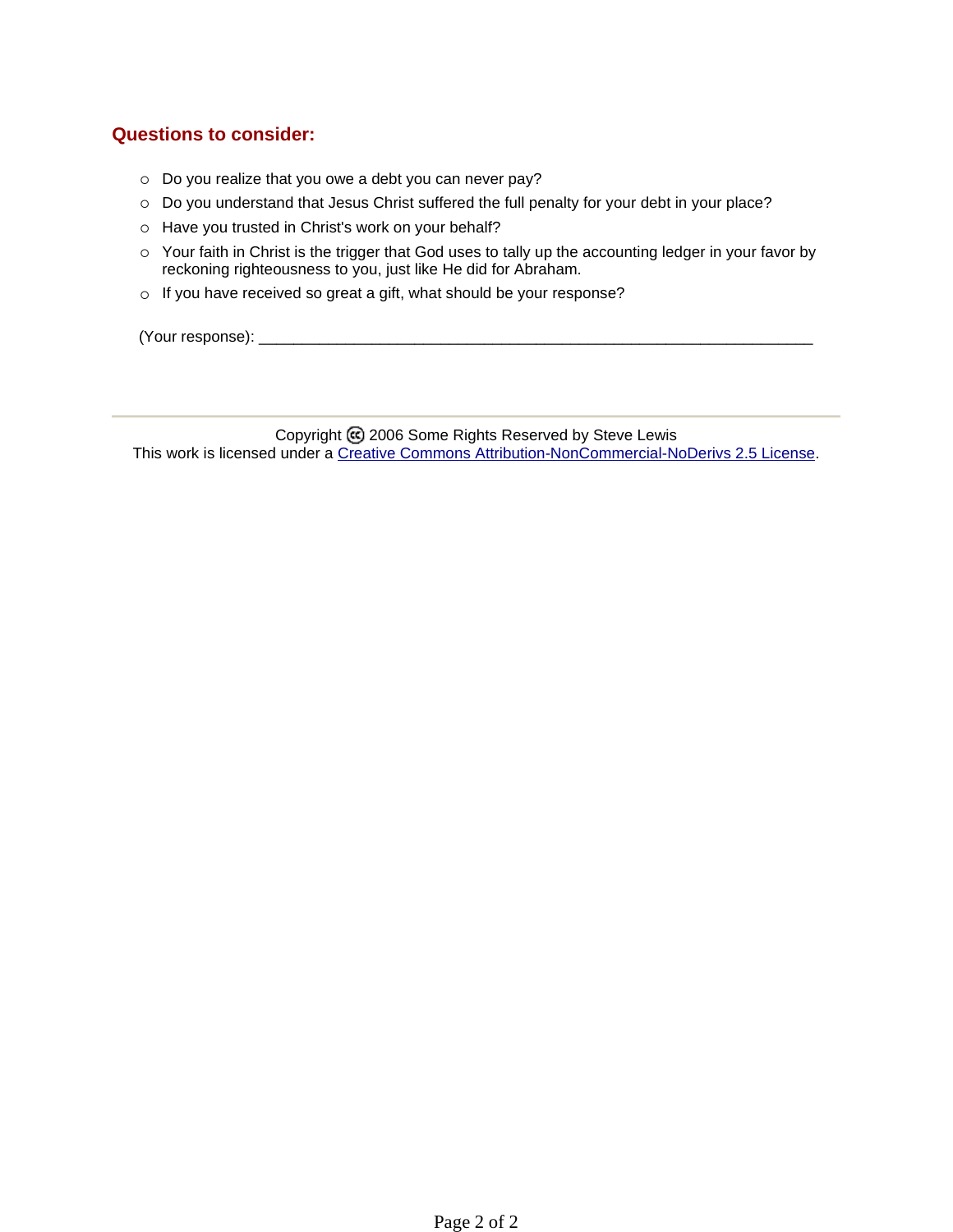## Questions to consider:

- Do you realize that you owe a debt you can never pay?
- Do you understand that Jesus Christ suffered the full penalty for your debt in your place?
- Have you trusted in Christ's work on your behalf?
- Your faith in Christ is the trigger that God uses to tally up the accounting ledger in your favor by reckoning righteousness to you, just like He did for Abraham.
- If you have received so great a gift, what should be your response?

(Your response): ________________________________________________________________

---

Copyright (cc) 2006 Some Rights Reserved by Steve Lewis
This work is licensed under a Creative Commons Attribution-NonCommercial-NoDerivs 2.5 License.